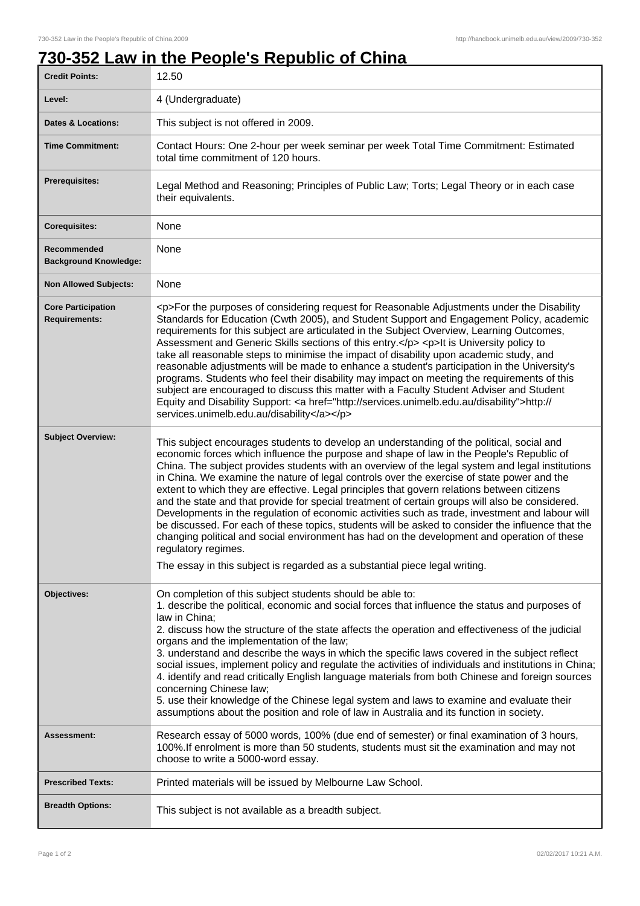# 730-352 Law in the People's Republic of China

| | |
|---|---|
| **Credit Points:** | 12.50 |
| **Level:** | 4 (Undergraduate) |
| **Dates & Locations:** | This subject is not offered in 2009. |
| **Time Commitment:** | Contact Hours: One 2-hour per week seminar per week Total Time Commitment: Estimated total time commitment of 120 hours. |
| **Prerequisites:** | Legal Method and Reasoning; Principles of Public Law; Torts; Legal Theory or in each case their equivalents. |
| **Corequisites:** | None |
| **Recommended Background Knowledge:** | None |
| **Non Allowed Subjects:** | None |
| **Core Participation Requirements:** | <p>For the purposes of considering request for Reasonable Adjustments under the Disability Standards for Education (Cwth 2005), and Student Support and Engagement Policy, academic requirements for this subject are articulated in the Subject Overview, Learning Outcomes, Assessment and Generic Skills sections of this entry.</p> <p>It is University policy to take all reasonable steps to minimise the impact of disability upon academic study, and reasonable adjustments will be made to enhance a student's participation in the University's programs. Students who feel their disability may impact on meeting the requirements of this subject are encouraged to discuss this matter with a Faculty Student Adviser and Student Equity and Disability Support: <a href="http://services.unimelb.edu.au/disability">http://services.unimelb.edu.au/disability</a></p> |
| **Subject Overview:** | This subject encourages students to develop an understanding of the political, social and economic forces which influence the purpose and shape of law in the People's Republic of China. The subject provides students with an overview of the legal system and legal institutions in China. We examine the nature of legal controls over the exercise of state power and the extent to which they are effective. Legal principles that govern relations between citizens and the state and that provide for special treatment of certain groups will also be considered. Developments in the regulation of economic activities such as trade, investment and labour will be discussed. For each of these topics, students will be asked to consider the influence that the changing political and social environment has had on the development and operation of these regulatory regimes.<br><br>The essay in this subject is regarded as a substantial piece legal writing. |
| **Objectives:** | On completion of this subject students should be able to:<br>1. describe the political, economic and social forces that influence the status and purposes of law in China;<br>2. discuss how the structure of the state affects the operation and effectiveness of the judicial organs and the implementation of the law;<br>3. understand and describe the ways in which the specific laws covered in the subject reflect social issues, implement policy and regulate the activities of individuals and institutions in China;<br>4. identify and read critically English language materials from both Chinese and foreign sources concerning Chinese law;<br>5. use their knowledge of the Chinese legal system and laws to examine and evaluate their assumptions about the position and role of law in Australia and its function in society. |
| **Assessment:** | Research essay of 5000 words, 100% (due end of semester) or final examination of 3 hours, 100%.If enrolment is more than 50 students, students must sit the examination and may not choose to write a 5000-word essay. |
| **Prescribed Texts:** | Printed materials will be issued by Melbourne Law School. |
| **Breadth Options:** | This subject is not available as a breadth subject. |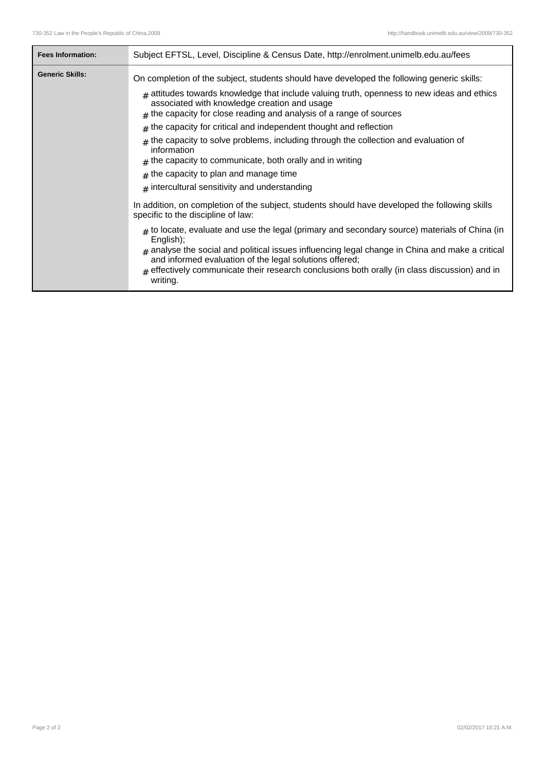| | |
|---|---|
| **Fees Information:** | Subject EFTSL, Level, Discipline & Census Date, http://enrolment.unimelb.edu.au/fees |
| **Generic Skills:** | On completion of the subject, students should have developed the following generic skills:<br># attitudes towards knowledge that include valuing truth, openness to new ideas and ethics associated with knowledge creation and usage<br># the capacity for close reading and analysis of a range of sources<br># the capacity for critical and independent thought and reflection<br># the capacity to solve problems, including through the collection and evaluation of information<br># the capacity to communicate, both orally and in writing<br># the capacity to plan and manage time<br># intercultural sensitivity and understanding<br><br>In addition, on completion of the subject, students should have developed the following skills specific to the discipline of law:<br># to locate, evaluate and use the legal (primary and secondary source) materials of China (in English);<br># analyse the social and political issues influencing legal change in China and make a critical and informed evaluation of the legal solutions offered;<br># effectively communicate their research conclusions both orally (in class discussion) and in writing. |